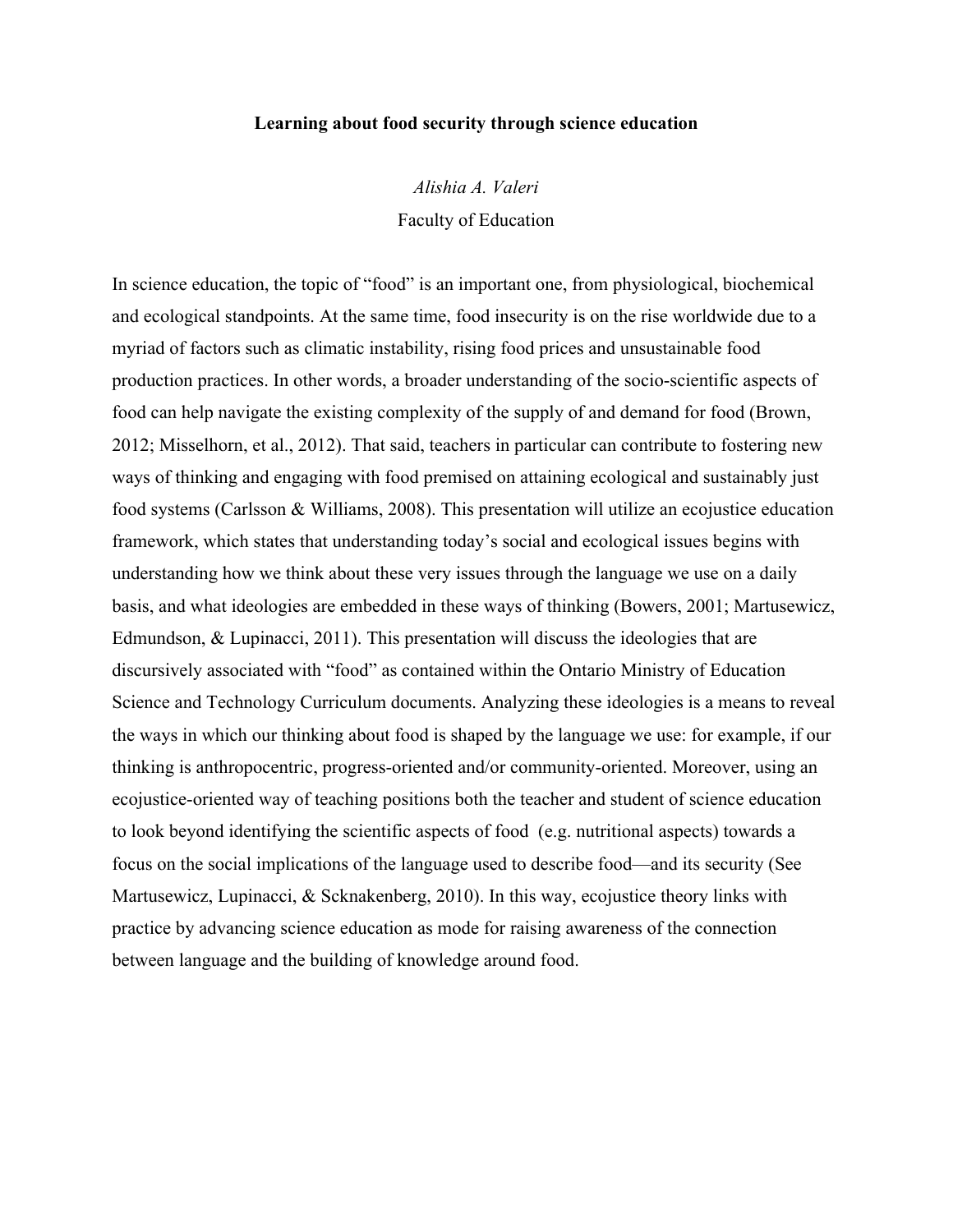**Learning about food security through science education**

*Alishia A. Valeri*

Faculty of Education

In science education, the topic of "food" is an important one, from physiological, biochemical and ecological standpoints. At the same time, food insecurity is on the rise worldwide due to a myriad of factors such as climatic instability, rising food prices and unsustainable food production practices. In other words, a broader understanding of the socio-scientific aspects of food can help navigate the existing complexity of the supply of and demand for food (Brown, 2012; Misselhorn, et al., 2012). That said, teachers in particular can contribute to fostering new ways of thinking and engaging with food premised on attaining ecological and sustainably just food systems (Carlsson & Williams, 2008). This presentation will utilize an ecojustice education framework, which states that understanding today's social and ecological issues begins with understanding how we think about these very issues through the language we use on a daily basis, and what ideologies are embedded in these ways of thinking (Bowers, 2001; Martusewicz, Edmundson, & Lupinacci, 2011). This presentation will discuss the ideologies that are discursively associated with "food" as contained within the Ontario Ministry of Education Science and Technology Curriculum documents. Analyzing these ideologies is a means to reveal the ways in which our thinking about food is shaped by the language we use: for example, if our thinking is anthropocentric, progress-oriented and/or community-oriented. Moreover, using an ecojustice-oriented way of teaching positions both the teacher and student of science education to look beyond identifying the scientific aspects of food (e.g. nutritional aspects) towards a focus on the social implications of the language used to describe food—and its security (See Martusewicz, Lupinacci, & Scknakenberg, 2010). In this way, ecojustice theory links with practice by advancing science education as mode for raising awareness of the connection between language and the building of knowledge around food.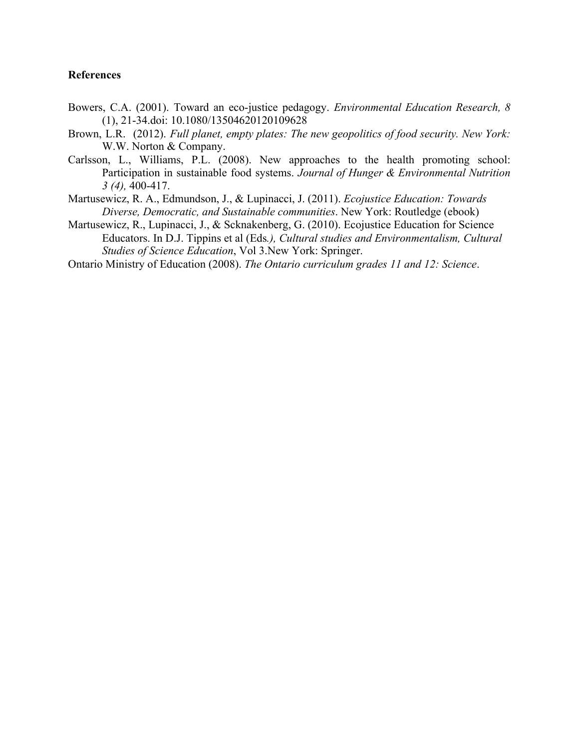**References**

Bowers, C.A. (2001). Toward an eco-justice pedagogy. *Environmental Education Research, 8* (1), 21-34.doi: 10.1080/13504620120109628

Brown, L.R. (2012). *Full planet, empty plates: The new geopolitics of food security. New York:* W.W. Norton & Company.

Carlsson, L., Williams, P.L. (2008). New approaches to the health promoting school: Participation in sustainable food systems. *Journal of Hunger & Environmental Nutrition 3 (4),* 400-417.

Martusewicz, R. A., Edmundson, J., & Lupinacci, J. (2011). *Ecojustice Education: Towards Diverse, Democratic, and Sustainable communities*. New York: Routledge (ebook)

Martusewicz, R., Lupinacci, J., & Scknakenberg, G. (2010). Ecojustice Education for Science Educators. In D.J. Tippins et al (Eds*.), Cultural studies and Environmentalism, Cultural Studies of Science Education*, Vol 3.New York: Springer.

Ontario Ministry of Education (2008). *The Ontario curriculum grades 11 and 12: Science*.